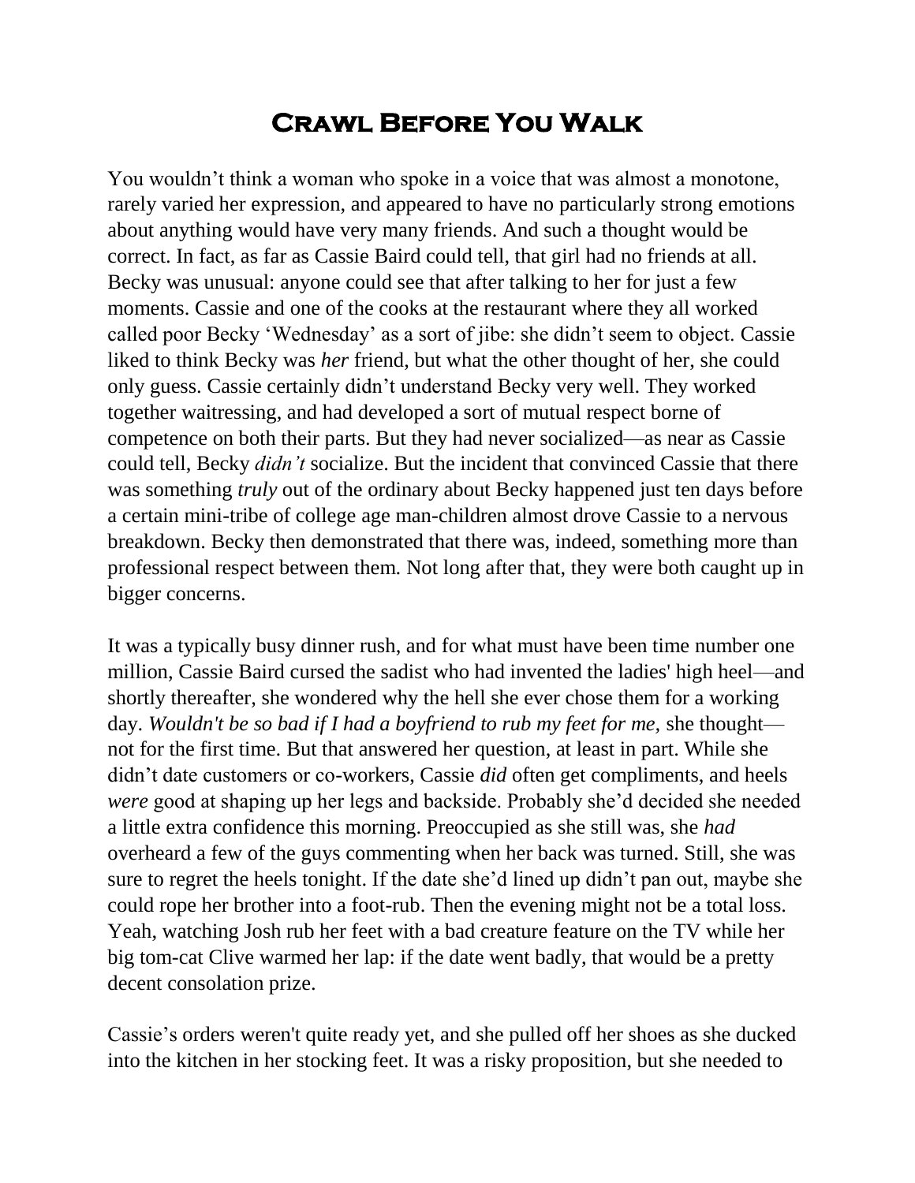# Crawl Before You Walk

You wouldn't think a woman who spoke in a voice that was almost a monotone, rarely varied her expression, and appeared to have no particularly strong emotions about anything would have very many friends. And such a thought would be correct. In fact, as far as Cassie Baird could tell, that girl had no friends at all. Becky was unusual: anyone could see that after talking to her for just a few moments. Cassie and one of the cooks at the restaurant where they all worked called poor Becky 'Wednesday' as a sort of jibe: she didn't seem to object. Cassie liked to think Becky was *her* friend, but what the other thought of her, she could only guess. Cassie certainly didn't understand Becky very well. They worked together waitressing, and had developed a sort of mutual respect borne of competence on both their parts. But they had never socialized—as near as Cassie could tell, Becky *didn't* socialize. But the incident that convinced Cassie that there was something *truly* out of the ordinary about Becky happened just ten days before a certain mini-tribe of college age man-children almost drove Cassie to a nervous breakdown. Becky then demonstrated that there was, indeed, something more than professional respect between them. Not long after that, they were both caught up in bigger concerns.

It was a typically busy dinner rush, and for what must have been time number one million, Cassie Baird cursed the sadist who had invented the ladies' high heel—and shortly thereafter, she wondered why the hell she ever chose them for a working day. *Wouldn't be so bad if I had a boyfriend to rub my feet for me,* she thought—not for the first time. But that answered her question, at least in part. While she didn't date customers or co-workers, Cassie *did* often get compliments, and heels *were* good at shaping up her legs and backside. Probably she'd decided she needed a little extra confidence this morning. Preoccupied as she still was, she *had* overheard a few of the guys commenting when her back was turned. Still, she was sure to regret the heels tonight. If the date she'd lined up didn't pan out, maybe she could rope her brother into a foot-rub. Then the evening might not be a total loss. Yeah, watching Josh rub her feet with a bad creature feature on the TV while her big tom-cat Clive warmed her lap: if the date went badly, that would be a pretty decent consolation prize.

Cassie's orders weren't quite ready yet, and she pulled off her shoes as she ducked into the kitchen in her stocking feet. It was a risky proposition, but she needed to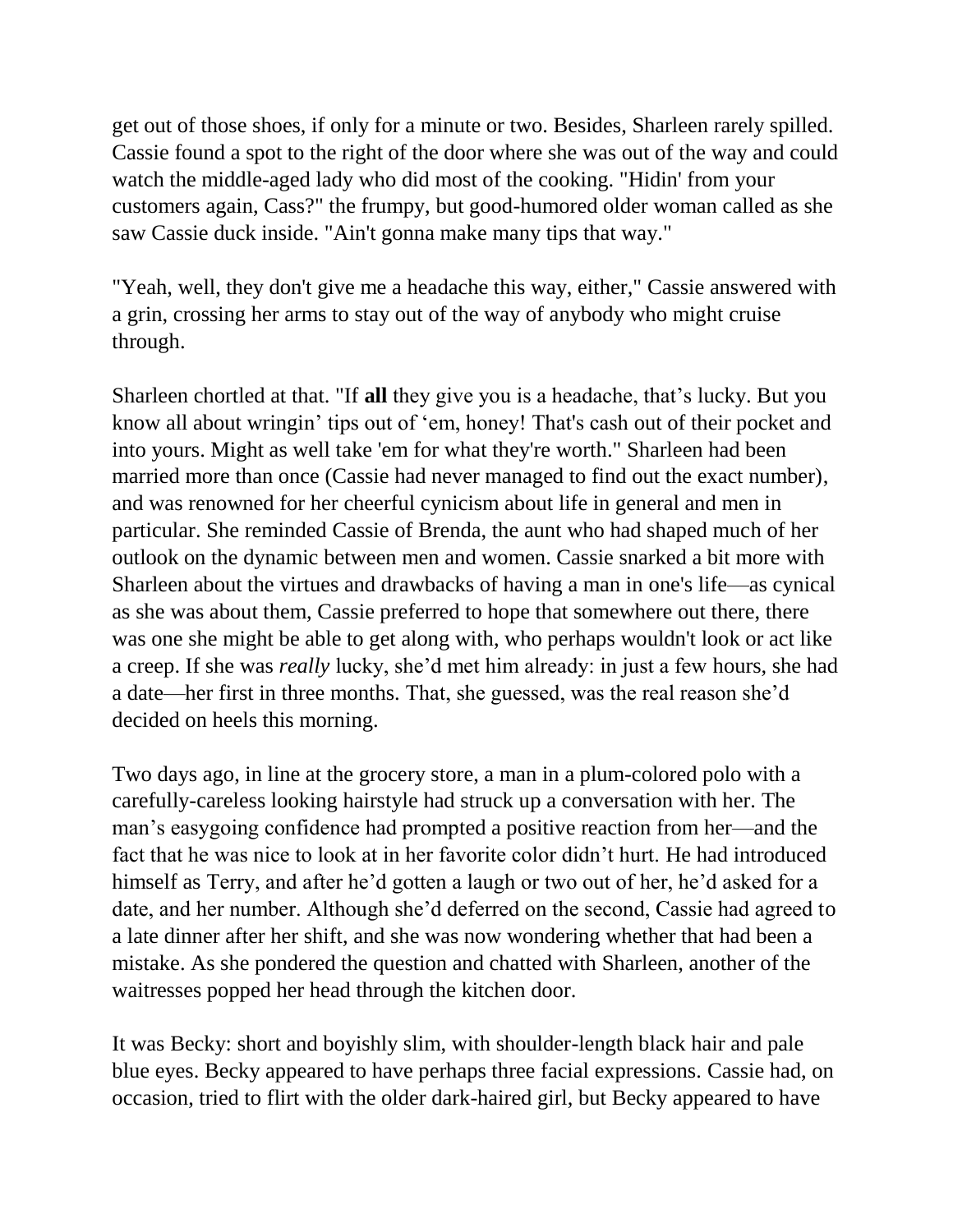get out of those shoes, if only for a minute or two. Besides, Sharleen rarely spilled. Cassie found a spot to the right of the door where she was out of the way and could watch the middle-aged lady who did most of the cooking. "Hidin' from your customers again, Cass?" the frumpy, but good-humored older woman called as she saw Cassie duck inside. "Ain't gonna make many tips that way."

"Yeah, well, they don't give me a headache this way, either," Cassie answered with a grin, crossing her arms to stay out of the way of anybody who might cruise through.

Sharleen chortled at that. "If **all** they give you is a headache, that's lucky. But you know all about wringin' tips out of 'em, honey! That's cash out of their pocket and into yours. Might as well take 'em for what they're worth." Sharleen had been married more than once (Cassie had never managed to find out the exact number), and was renowned for her cheerful cynicism about life in general and men in particular. She reminded Cassie of Brenda, the aunt who had shaped much of her outlook on the dynamic between men and women. Cassie snarked a bit more with Sharleen about the virtues and drawbacks of having a man in one's life—as cynical as she was about them, Cassie preferred to hope that somewhere out there, there was one she might be able to get along with, who perhaps wouldn't look or act like a creep. If she was *really* lucky, she'd met him already: in just a few hours, she had a date—her first in three months. That, she guessed, was the real reason she'd decided on heels this morning.

Two days ago, in line at the grocery store, a man in a plum-colored polo with a carefully-careless looking hairstyle had struck up a conversation with her. The man's easygoing confidence had prompted a positive reaction from her—and the fact that he was nice to look at in her favorite color didn't hurt. He had introduced himself as Terry, and after he'd gotten a laugh or two out of her, he'd asked for a date, and her number. Although she'd deferred on the second, Cassie had agreed to a late dinner after her shift, and she was now wondering whether that had been a mistake. As she pondered the question and chatted with Sharleen, another of the waitresses popped her head through the kitchen door.

It was Becky: short and boyishly slim, with shoulder-length black hair and pale blue eyes. Becky appeared to have perhaps three facial expressions. Cassie had, on occasion, tried to flirt with the older dark-haired girl, but Becky appeared to have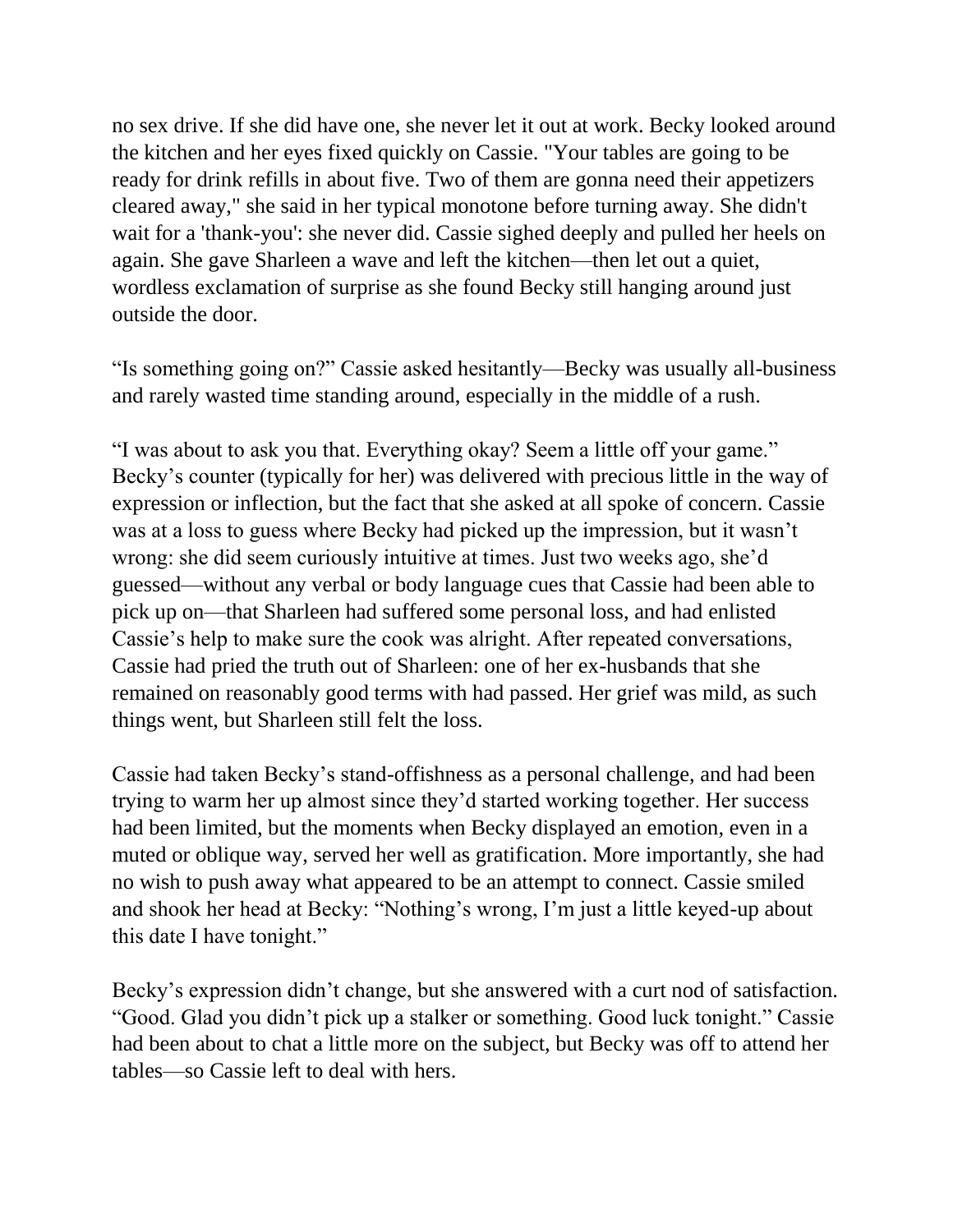no sex drive. If she did have one, she never let it out at work. Becky looked around the kitchen and her eyes fixed quickly on Cassie. "Your tables are going to be ready for drink refills in about five. Two of them are gonna need their appetizers cleared away," she said in her typical monotone before turning away. She didn't wait for a 'thank-you': she never did. Cassie sighed deeply and pulled her heels on again. She gave Sharleen a wave and left the kitchen—then let out a quiet, wordless exclamation of surprise as she found Becky still hanging around just outside the door.

"Is something going on?" Cassie asked hesitantly—Becky was usually all-business and rarely wasted time standing around, especially in the middle of a rush.

"I was about to ask you that. Everything okay? Seem a little off your game." Becky's counter (typically for her) was delivered with precious little in the way of expression or inflection, but the fact that she asked at all spoke of concern. Cassie was at a loss to guess where Becky had picked up the impression, but it wasn't wrong: she did seem curiously intuitive at times. Just two weeks ago, she'd guessed—without any verbal or body language cues that Cassie had been able to pick up on—that Sharleen had suffered some personal loss, and had enlisted Cassie's help to make sure the cook was alright. After repeated conversations, Cassie had pried the truth out of Sharleen: one of her ex-husbands that she remained on reasonably good terms with had passed. Her grief was mild, as such things went, but Sharleen still felt the loss.

Cassie had taken Becky's stand-offishness as a personal challenge, and had been trying to warm her up almost since they'd started working together. Her success had been limited, but the moments when Becky displayed an emotion, even in a muted or oblique way, served her well as gratification. More importantly, she had no wish to push away what appeared to be an attempt to connect. Cassie smiled and shook her head at Becky: "Nothing's wrong, I'm just a little keyed-up about this date I have tonight."

Becky's expression didn't change, but she answered with a curt nod of satisfaction. "Good. Glad you didn't pick up a stalker or something. Good luck tonight." Cassie had been about to chat a little more on the subject, but Becky was off to attend her tables—so Cassie left to deal with hers.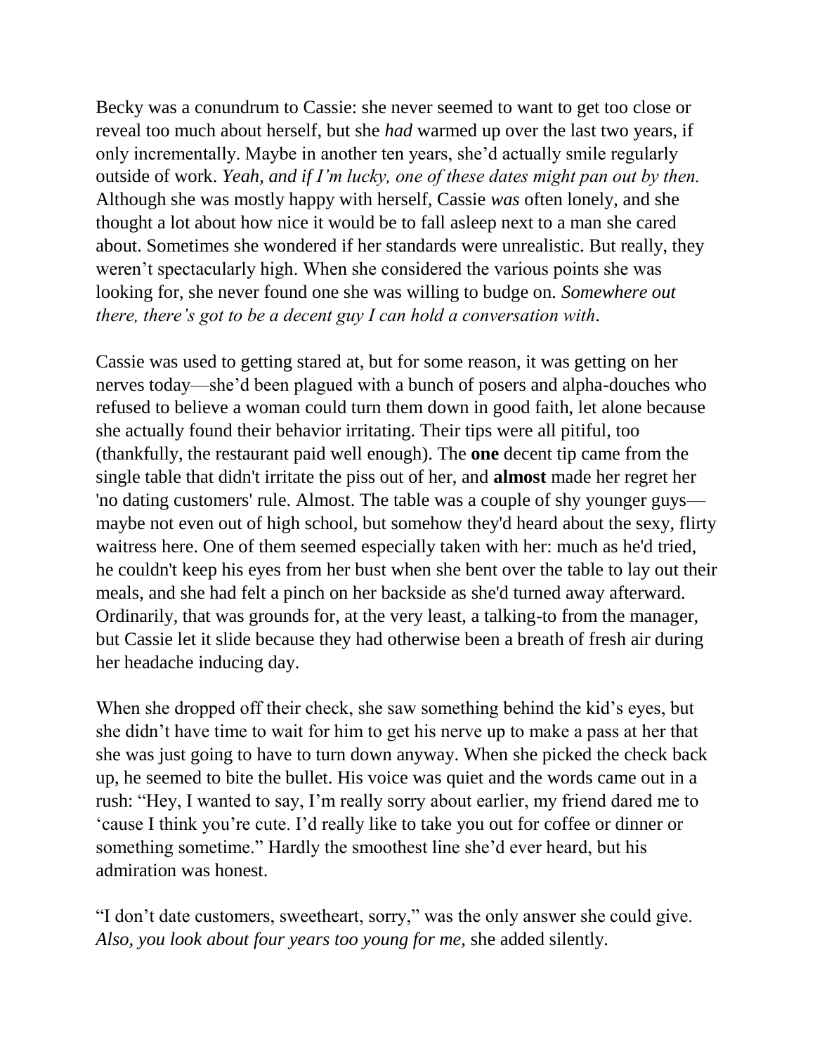Becky was a conundrum to Cassie: she never seemed to want to get too close or reveal too much about herself, but she *had* warmed up over the last two years, if only incrementally. Maybe in another ten years, she'd actually smile regularly outside of work. *Yeah, and if I'm lucky, one of these dates might pan out by then.* Although she was mostly happy with herself, Cassie *was* often lonely, and she thought a lot about how nice it would be to fall asleep next to a man she cared about. Sometimes she wondered if her standards were unrealistic. But really, they weren't spectacularly high. When she considered the various points she was looking for, she never found one she was willing to budge on. *Somewhere out there, there's got to be a decent guy I can hold a conversation with*.

Cassie was used to getting stared at, but for some reason, it was getting on her nerves today—she'd been plagued with a bunch of posers and alpha-douches who refused to believe a woman could turn them down in good faith, let alone because she actually found their behavior irritating. Their tips were all pitiful, too (thankfully, the restaurant paid well enough). The **one** decent tip came from the single table that didn't irritate the piss out of her, and **almost** made her regret her 'no dating customers' rule. Almost. The table was a couple of shy younger guys—maybe not even out of high school, but somehow they'd heard about the sexy, flirty waitress here. One of them seemed especially taken with her: much as he'd tried, he couldn't keep his eyes from her bust when she bent over the table to lay out their meals, and she had felt a pinch on her backside as she'd turned away afterward. Ordinarily, that was grounds for, at the very least, a talking-to from the manager, but Cassie let it slide because they had otherwise been a breath of fresh air during her headache inducing day.

When she dropped off their check, she saw something behind the kid's eyes, but she didn't have time to wait for him to get his nerve up to make a pass at her that she was just going to have to turn down anyway. When she picked the check back up, he seemed to bite the bullet. His voice was quiet and the words came out in a rush: "Hey, I wanted to say, I'm really sorry about earlier, my friend dared me to 'cause I think you're cute. I'd really like to take you out for coffee or dinner or something sometime." Hardly the smoothest line she'd ever heard, but his admiration was honest.

"I don't date customers, sweetheart, sorry," was the only answer she could give. *Also, you look about four years too young for me,* she added silently.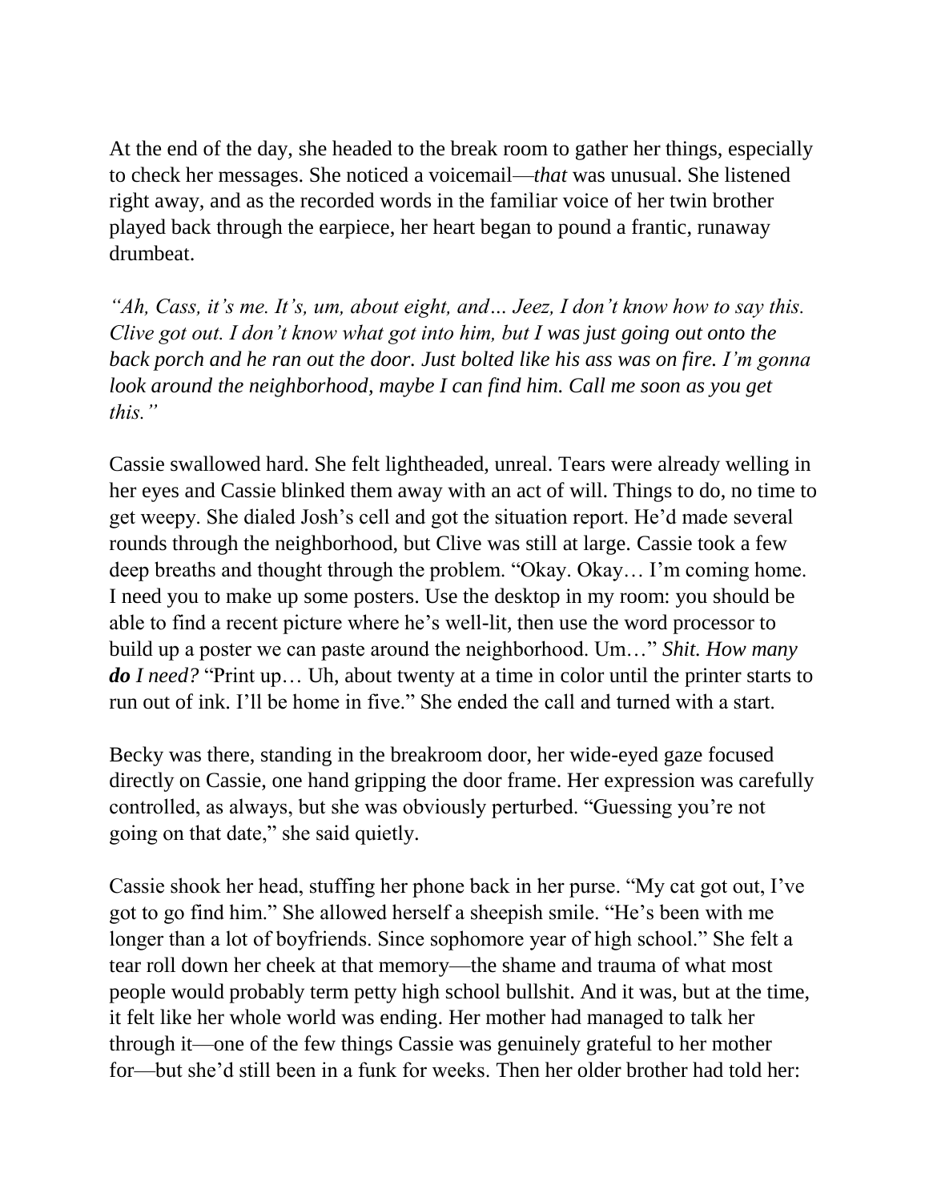At the end of the day, she headed to the break room to gather her things, especially to check her messages. She noticed a voicemail—*that* was unusual. She listened right away, and as the recorded words in the familiar voice of her twin brother played back through the earpiece, her heart began to pound a frantic, runaway drumbeat.

*"Ah, Cass, it's me. It's, um, about eight, and… Jeez, I don't know how to say this. Clive got out. I don't know what got into him, but I was just going out onto the back porch and he ran out the door. Just bolted like his ass was on fire. I'm gonna look around the neighborhood, maybe I can find him. Call me soon as you get this."*

Cassie swallowed hard. She felt lightheaded, unreal. Tears were already welling in her eyes and Cassie blinked them away with an act of will. Things to do, no time to get weepy. She dialed Josh's cell and got the situation report. He'd made several rounds through the neighborhood, but Clive was still at large. Cassie took a few deep breaths and thought through the problem. "Okay. Okay… I'm coming home. I need you to make up some posters. Use the desktop in my room: you should be able to find a recent picture where he's well-lit, then use the word processor to build up a poster we can paste around the neighborhood. Um…" *Shit. How many **do** I need?* "Print up… Uh, about twenty at a time in color until the printer starts to run out of ink. I'll be home in five." She ended the call and turned with a start.

Becky was there, standing in the breakroom door, her wide-eyed gaze focused directly on Cassie, one hand gripping the door frame. Her expression was carefully controlled, as always, but she was obviously perturbed. "Guessing you're not going on that date," she said quietly.

Cassie shook her head, stuffing her phone back in her purse. "My cat got out, I've got to go find him." She allowed herself a sheepish smile. "He's been with me longer than a lot of boyfriends. Since sophomore year of high school." She felt a tear roll down her cheek at that memory—the shame and trauma of what most people would probably term petty high school bullshit. And it was, but at the time, it felt like her whole world was ending. Her mother had managed to talk her through it—one of the few things Cassie was genuinely grateful to her mother for—but she'd still been in a funk for weeks. Then her older brother had told her: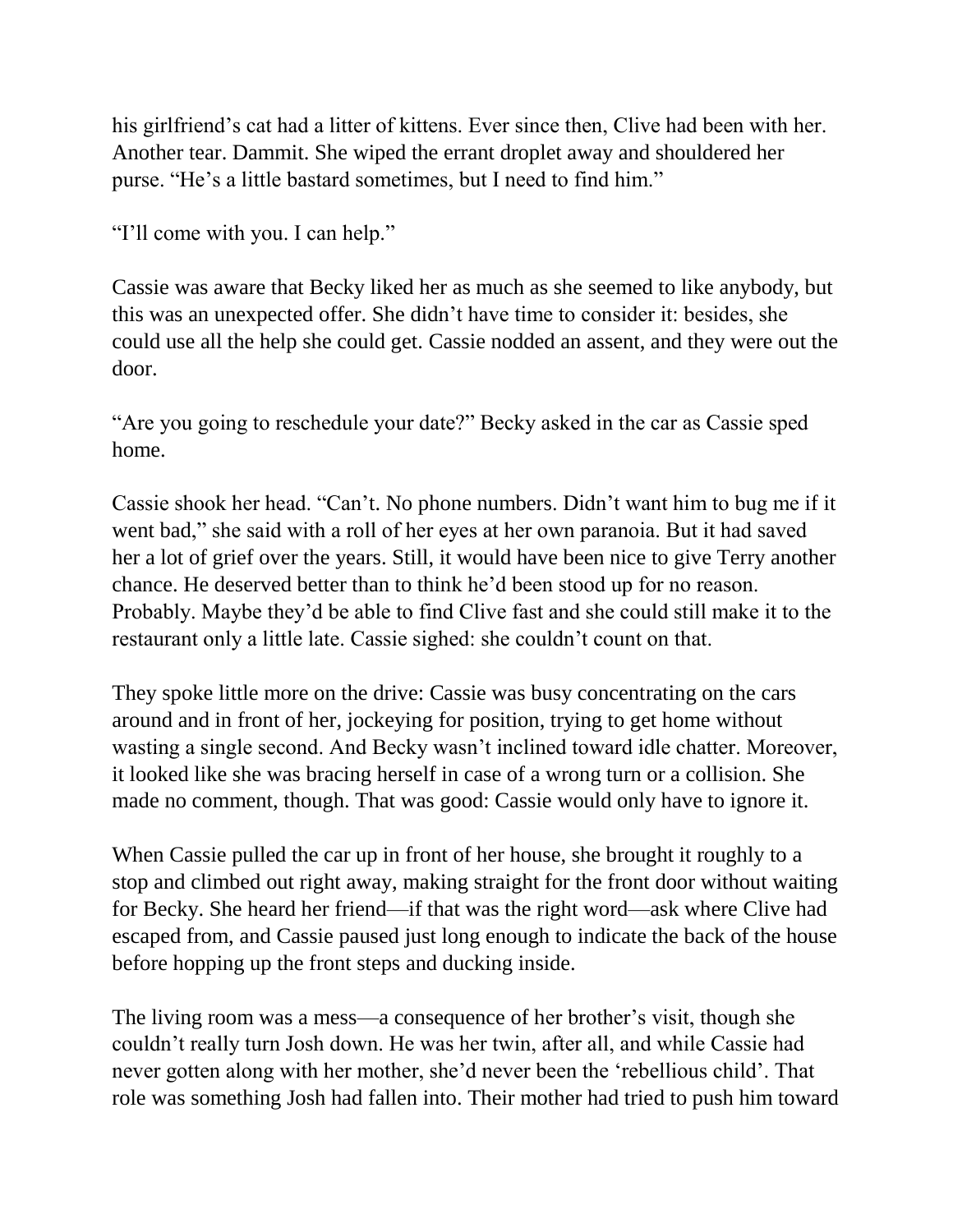his girlfriend's cat had a litter of kittens. Ever since then, Clive had been with her. Another tear. Dammit. She wiped the errant droplet away and shouldered her purse. "He's a little bastard sometimes, but I need to find him."

"I'll come with you. I can help."

Cassie was aware that Becky liked her as much as she seemed to like anybody, but this was an unexpected offer. She didn't have time to consider it: besides, she could use all the help she could get. Cassie nodded an assent, and they were out the door.

"Are you going to reschedule your date?" Becky asked in the car as Cassie sped home.

Cassie shook her head. "Can't. No phone numbers. Didn't want him to bug me if it went bad," she said with a roll of her eyes at her own paranoia. But it had saved her a lot of grief over the years. Still, it would have been nice to give Terry another chance. He deserved better than to think he'd been stood up for no reason. Probably. Maybe they'd be able to find Clive fast and she could still make it to the restaurant only a little late. Cassie sighed: she couldn't count on that.

They spoke little more on the drive: Cassie was busy concentrating on the cars around and in front of her, jockeying for position, trying to get home without wasting a single second. And Becky wasn't inclined toward idle chatter. Moreover, it looked like she was bracing herself in case of a wrong turn or a collision. She made no comment, though. That was good: Cassie would only have to ignore it.

When Cassie pulled the car up in front of her house, she brought it roughly to a stop and climbed out right away, making straight for the front door without waiting for Becky. She heard her friend—if that was the right word—ask where Clive had escaped from, and Cassie paused just long enough to indicate the back of the house before hopping up the front steps and ducking inside.

The living room was a mess—a consequence of her brother's visit, though she couldn't really turn Josh down. He was her twin, after all, and while Cassie had never gotten along with her mother, she'd never been the 'rebellious child'. That role was something Josh had fallen into. Their mother had tried to push him toward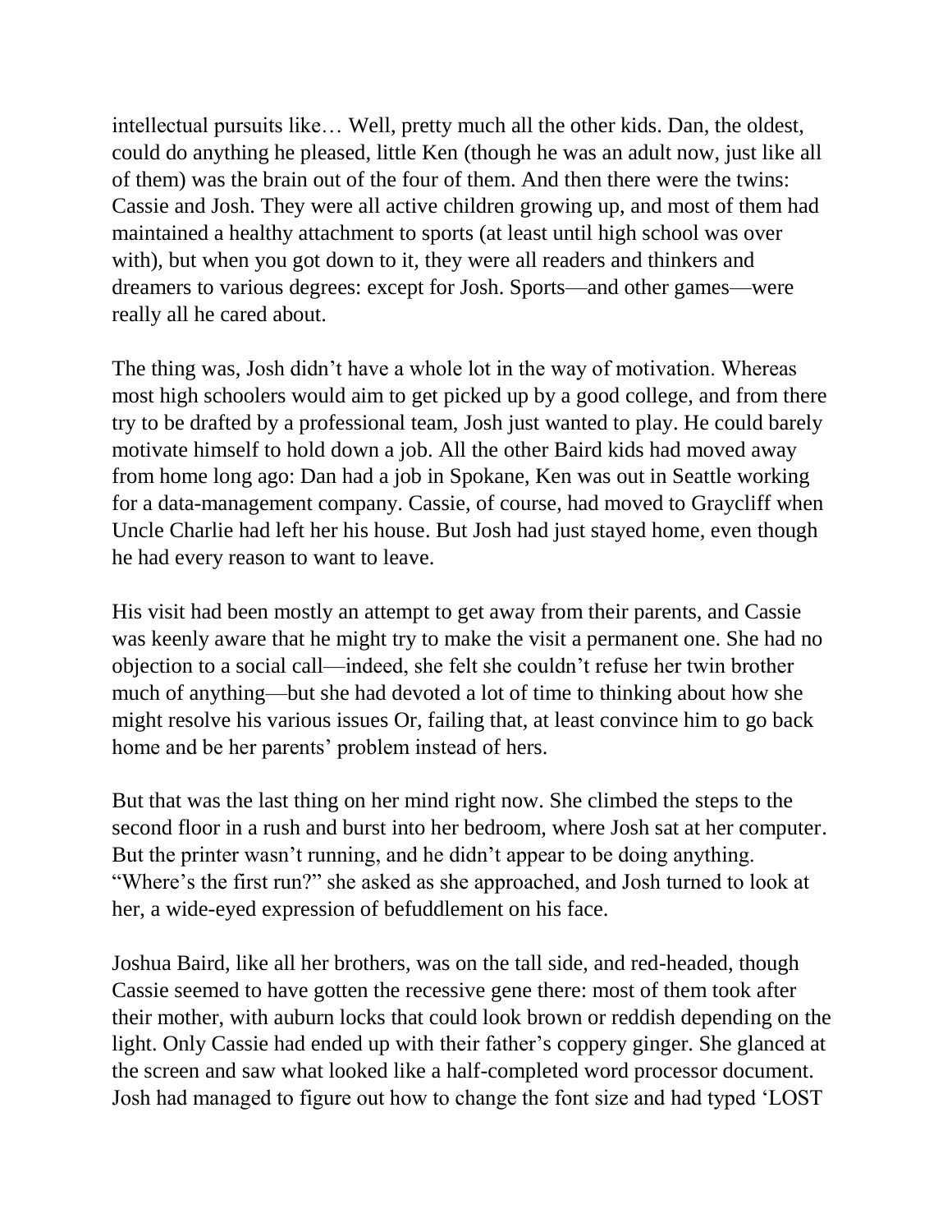intellectual pursuits like… Well, pretty much all the other kids. Dan, the oldest, could do anything he pleased, little Ken (though he was an adult now, just like all of them) was the brain out of the four of them. And then there were the twins: Cassie and Josh. They were all active children growing up, and most of them had maintained a healthy attachment to sports (at least until high school was over with), but when you got down to it, they were all readers and thinkers and dreamers to various degrees: except for Josh. Sports—and other games—were really all he cared about.

The thing was, Josh didn't have a whole lot in the way of motivation. Whereas most high schoolers would aim to get picked up by a good college, and from there try to be drafted by a professional team, Josh just wanted to play. He could barely motivate himself to hold down a job. All the other Baird kids had moved away from home long ago: Dan had a job in Spokane, Ken was out in Seattle working for a data-management company. Cassie, of course, had moved to Graycliff when Uncle Charlie had left her his house. But Josh had just stayed home, even though he had every reason to want to leave.

His visit had been mostly an attempt to get away from their parents, and Cassie was keenly aware that he might try to make the visit a permanent one. She had no objection to a social call—indeed, she felt she couldn't refuse her twin brother much of anything—but she had devoted a lot of time to thinking about how she might resolve his various issues Or, failing that, at least convince him to go back home and be her parents' problem instead of hers.

But that was the last thing on her mind right now. She climbed the steps to the second floor in a rush and burst into her bedroom, where Josh sat at her computer. But the printer wasn't running, and he didn't appear to be doing anything. "Where's the first run?" she asked as she approached, and Josh turned to look at her, a wide-eyed expression of befuddlement on his face.

Joshua Baird, like all her brothers, was on the tall side, and red-headed, though Cassie seemed to have gotten the recessive gene there: most of them took after their mother, with auburn locks that could look brown or reddish depending on the light. Only Cassie had ended up with their father's coppery ginger. She glanced at the screen and saw what looked like a half-completed word processor document. Josh had managed to figure out how to change the font size and had typed 'LOST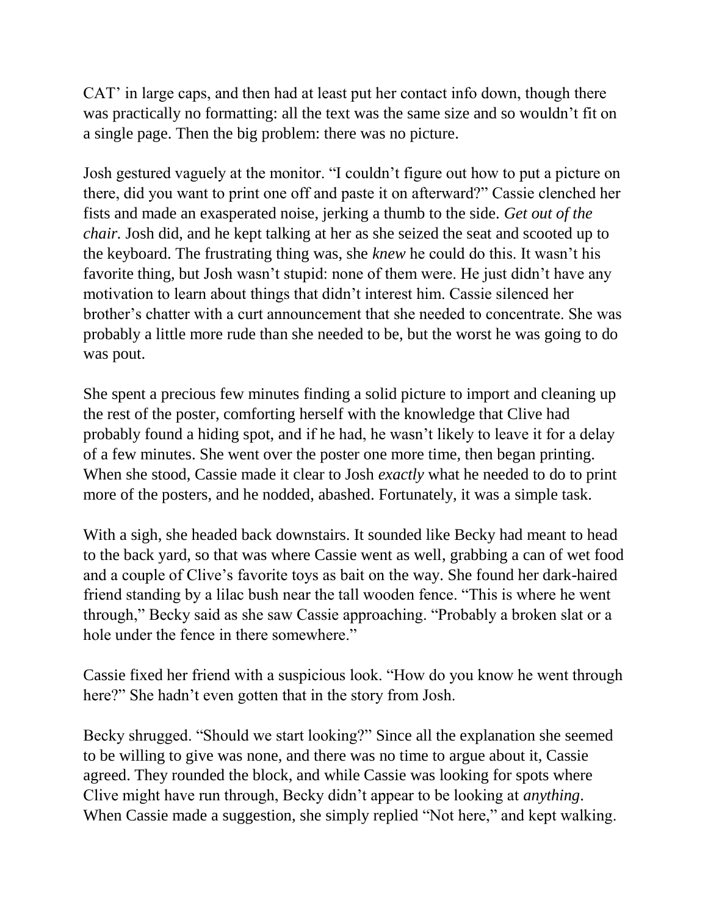CAT' in large caps, and then had at least put her contact info down, though there was practically no formatting: all the text was the same size and so wouldn't fit on a single page. Then the big problem: there was no picture.

Josh gestured vaguely at the monitor. "I couldn't figure out how to put a picture on there, did you want to print one off and paste it on afterward?" Cassie clenched her fists and made an exasperated noise, jerking a thumb to the side. *Get out of the chair.* Josh did, and he kept talking at her as she seized the seat and scooted up to the keyboard. The frustrating thing was, she *knew* he could do this. It wasn't his favorite thing, but Josh wasn't stupid: none of them were. He just didn't have any motivation to learn about things that didn't interest him. Cassie silenced her brother's chatter with a curt announcement that she needed to concentrate. She was probably a little more rude than she needed to be, but the worst he was going to do was pout.

She spent a precious few minutes finding a solid picture to import and cleaning up the rest of the poster, comforting herself with the knowledge that Clive had probably found a hiding spot, and if he had, he wasn't likely to leave it for a delay of a few minutes. She went over the poster one more time, then began printing. When she stood, Cassie made it clear to Josh *exactly* what he needed to do to print more of the posters, and he nodded, abashed. Fortunately, it was a simple task.

With a sigh, she headed back downstairs. It sounded like Becky had meant to head to the back yard, so that was where Cassie went as well, grabbing a can of wet food and a couple of Clive's favorite toys as bait on the way. She found her dark-haired friend standing by a lilac bush near the tall wooden fence. "This is where he went through," Becky said as she saw Cassie approaching. "Probably a broken slat or a hole under the fence in there somewhere."

Cassie fixed her friend with a suspicious look. "How do you know he went through here?" She hadn't even gotten that in the story from Josh.

Becky shrugged. "Should we start looking?" Since all the explanation she seemed to be willing to give was none, and there was no time to argue about it, Cassie agreed. They rounded the block, and while Cassie was looking for spots where Clive might have run through, Becky didn't appear to be looking at *anything*. When Cassie made a suggestion, she simply replied "Not here," and kept walking.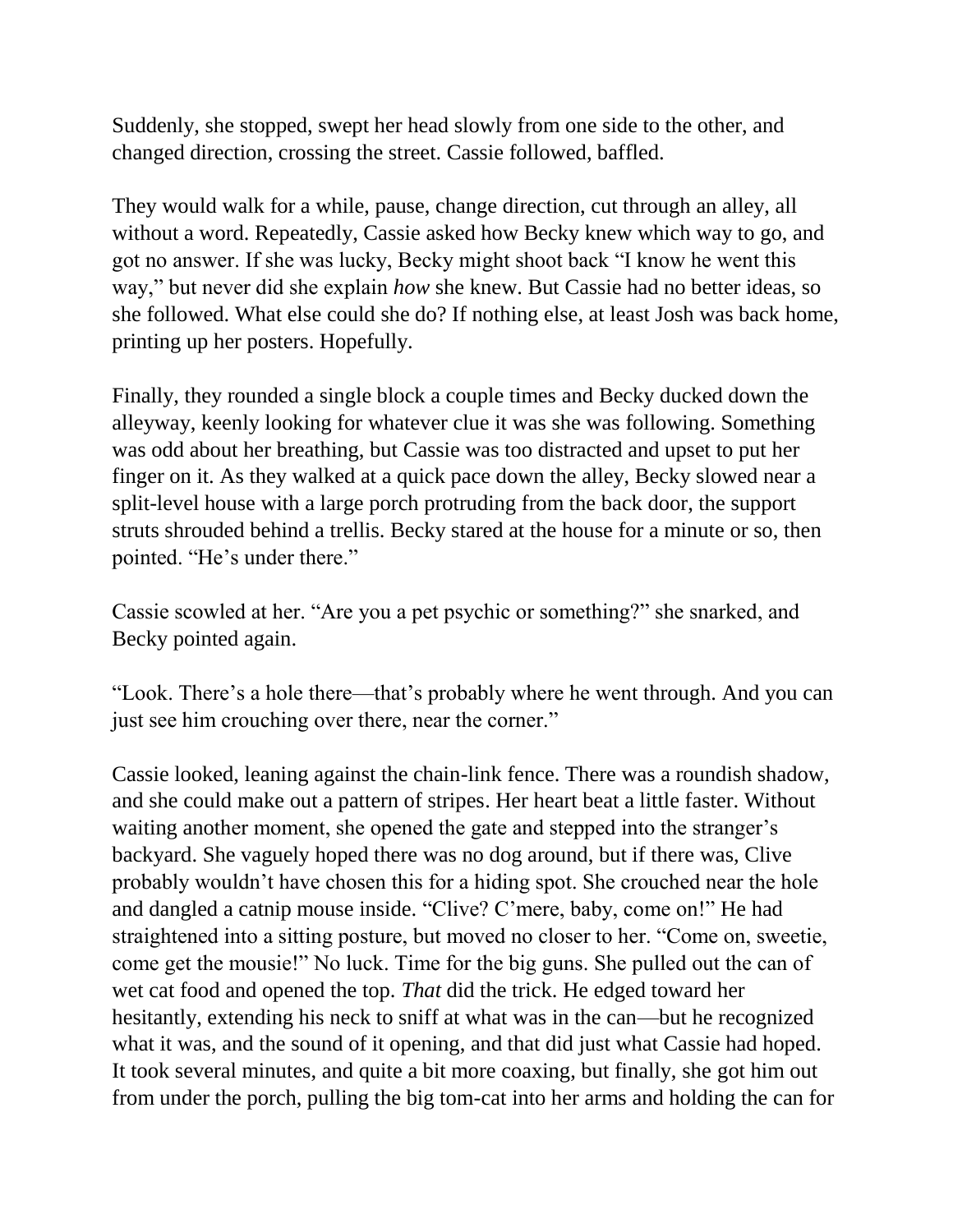Suddenly, she stopped, swept her head slowly from one side to the other, and changed direction, crossing the street. Cassie followed, baffled.

They would walk for a while, pause, change direction, cut through an alley, all without a word. Repeatedly, Cassie asked how Becky knew which way to go, and got no answer. If she was lucky, Becky might shoot back "I know he went this way," but never did she explain *how* she knew. But Cassie had no better ideas, so she followed. What else could she do? If nothing else, at least Josh was back home, printing up her posters. Hopefully.

Finally, they rounded a single block a couple times and Becky ducked down the alleyway, keenly looking for whatever clue it was she was following. Something was odd about her breathing, but Cassie was too distracted and upset to put her finger on it. As they walked at a quick pace down the alley, Becky slowed near a split-level house with a large porch protruding from the back door, the support struts shrouded behind a trellis. Becky stared at the house for a minute or so, then pointed. "He's under there."

Cassie scowled at her. "Are you a pet psychic or something?" she snarked, and Becky pointed again.

"Look. There's a hole there—that's probably where he went through. And you can just see him crouching over there, near the corner."

Cassie looked, leaning against the chain-link fence. There was a roundish shadow, and she could make out a pattern of stripes. Her heart beat a little faster. Without waiting another moment, she opened the gate and stepped into the stranger's backyard. She vaguely hoped there was no dog around, but if there was, Clive probably wouldn't have chosen this for a hiding spot. She crouched near the hole and dangled a catnip mouse inside. "Clive? C'mere, baby, come on!" He had straightened into a sitting posture, but moved no closer to her. "Come on, sweetie, come get the mousie!" No luck. Time for the big guns. She pulled out the can of wet cat food and opened the top. *That* did the trick. He edged toward her hesitantly, extending his neck to sniff at what was in the can—but he recognized what it was, and the sound of it opening, and that did just what Cassie had hoped. It took several minutes, and quite a bit more coaxing, but finally, she got him out from under the porch, pulling the big tom-cat into her arms and holding the can for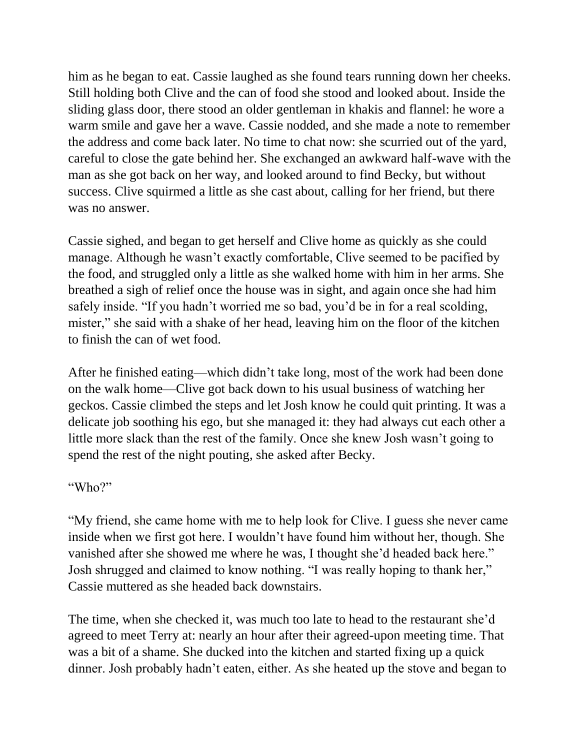him as he began to eat. Cassie laughed as she found tears running down her cheeks. Still holding both Clive and the can of food she stood and looked about. Inside the sliding glass door, there stood an older gentleman in khakis and flannel: he wore a warm smile and gave her a wave. Cassie nodded, and she made a note to remember the address and come back later. No time to chat now: she scurried out of the yard, careful to close the gate behind her. She exchanged an awkward half-wave with the man as she got back on her way, and looked around to find Becky, but without success. Clive squirmed a little as she cast about, calling for her friend, but there was no answer.

Cassie sighed, and began to get herself and Clive home as quickly as she could manage. Although he wasn't exactly comfortable, Clive seemed to be pacified by the food, and struggled only a little as she walked home with him in her arms. She breathed a sigh of relief once the house was in sight, and again once she had him safely inside. "If you hadn't worried me so bad, you'd be in for a real scolding, mister," she said with a shake of her head, leaving him on the floor of the kitchen to finish the can of wet food.

After he finished eating—which didn't take long, most of the work had been done on the walk home—Clive got back down to his usual business of watching her geckos. Cassie climbed the steps and let Josh know he could quit printing. It was a delicate job soothing his ego, but she managed it: they had always cut each other a little more slack than the rest of the family. Once she knew Josh wasn't going to spend the rest of the night pouting, she asked after Becky.

"Who?"

"My friend, she came home with me to help look for Clive. I guess she never came inside when we first got here. I wouldn't have found him without her, though. She vanished after she showed me where he was, I thought she'd headed back here." Josh shrugged and claimed to know nothing. "I was really hoping to thank her," Cassie muttered as she headed back downstairs.

The time, when she checked it, was much too late to head to the restaurant she'd agreed to meet Terry at: nearly an hour after their agreed-upon meeting time. That was a bit of a shame. She ducked into the kitchen and started fixing up a quick dinner. Josh probably hadn't eaten, either. As she heated up the stove and began to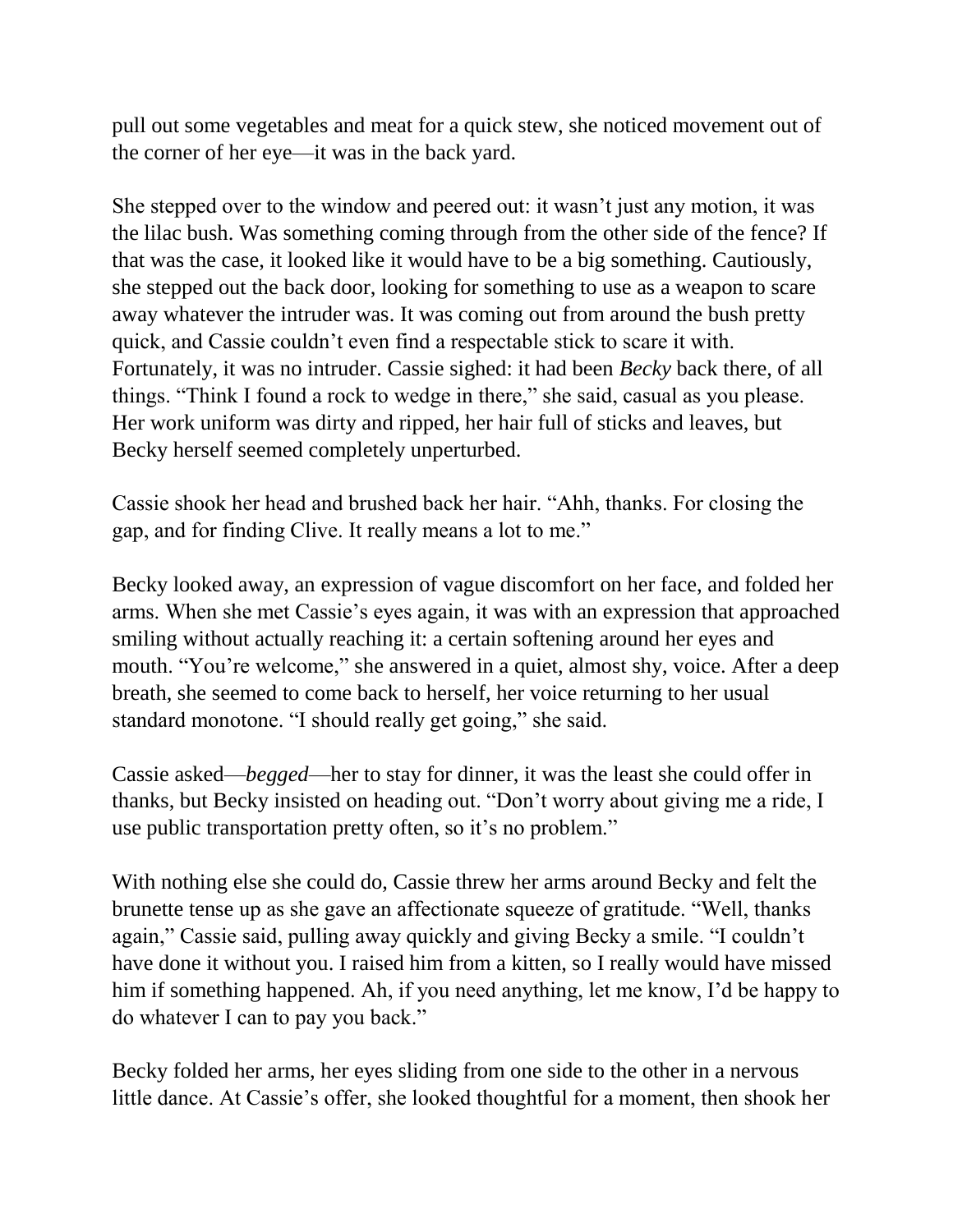pull out some vegetables and meat for a quick stew, she noticed movement out of the corner of her eye—it was in the back yard.

She stepped over to the window and peered out: it wasn't just any motion, it was the lilac bush. Was something coming through from the other side of the fence? If that was the case, it looked like it would have to be a big something. Cautiously, she stepped out the back door, looking for something to use as a weapon to scare away whatever the intruder was. It was coming out from around the bush pretty quick, and Cassie couldn't even find a respectable stick to scare it with. Fortunately, it was no intruder. Cassie sighed: it had been *Becky* back there, of all things. "Think I found a rock to wedge in there," she said, casual as you please. Her work uniform was dirty and ripped, her hair full of sticks and leaves, but Becky herself seemed completely unperturbed.

Cassie shook her head and brushed back her hair. "Ahh, thanks. For closing the gap, and for finding Clive. It really means a lot to me."

Becky looked away, an expression of vague discomfort on her face, and folded her arms. When she met Cassie's eyes again, it was with an expression that approached smiling without actually reaching it: a certain softening around her eyes and mouth. "You're welcome," she answered in a quiet, almost shy, voice. After a deep breath, she seemed to come back to herself, her voice returning to her usual standard monotone. "I should really get going," she said.

Cassie asked—*begged*—her to stay for dinner, it was the least she could offer in thanks, but Becky insisted on heading out. "Don't worry about giving me a ride, I use public transportation pretty often, so it's no problem."

With nothing else she could do, Cassie threw her arms around Becky and felt the brunette tense up as she gave an affectionate squeeze of gratitude. "Well, thanks again," Cassie said, pulling away quickly and giving Becky a smile. "I couldn't have done it without you. I raised him from a kitten, so I really would have missed him if something happened. Ah, if you need anything, let me know, I'd be happy to do whatever I can to pay you back."

Becky folded her arms, her eyes sliding from one side to the other in a nervous little dance. At Cassie's offer, she looked thoughtful for a moment, then shook her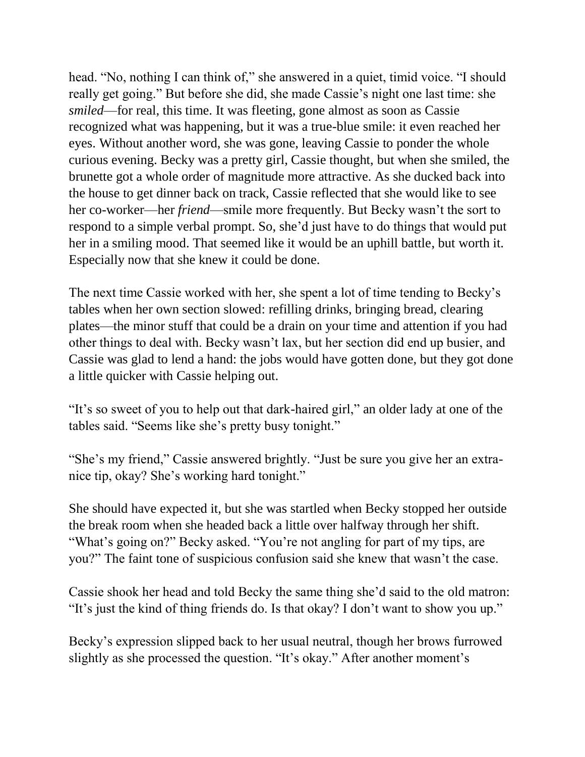head. “No, nothing I can think of,” she answered in a quiet, timid voice. “I should really get going.” But before she did, she made Cassie’s night one last time: she *smiled*—for real, this time. It was fleeting, gone almost as soon as Cassie recognized what was happening, but it was a true-blue smile: it even reached her eyes. Without another word, she was gone, leaving Cassie to ponder the whole curious evening. Becky was a pretty girl, Cassie thought, but when she smiled, the brunette got a whole order of magnitude more attractive. As she ducked back into the house to get dinner back on track, Cassie reflected that she would like to see her co-worker—her *friend*—smile more frequently. But Becky wasn’t the sort to respond to a simple verbal prompt. So, she’d just have to do things that would put her in a smiling mood. That seemed like it would be an uphill battle, but worth it. Especially now that she knew it could be done.

The next time Cassie worked with her, she spent a lot of time tending to Becky’s tables when her own section slowed: refilling drinks, bringing bread, clearing plates—the minor stuff that could be a drain on your time and attention if you had other things to deal with. Becky wasn’t lax, but her section did end up busier, and Cassie was glad to lend a hand: the jobs would have gotten done, but they got done a little quicker with Cassie helping out.

“It’s so sweet of you to help out that dark-haired girl,” an older lady at one of the tables said. “Seems like she’s pretty busy tonight.”

“She’s my friend,” Cassie answered brightly. “Just be sure you give her an extra-nice tip, okay? She’s working hard tonight.”

She should have expected it, but she was startled when Becky stopped her outside the break room when she headed back a little over halfway through her shift. “What’s going on?” Becky asked. “You’re not angling for part of my tips, are you?” The faint tone of suspicious confusion said she knew that wasn’t the case.

Cassie shook her head and told Becky the same thing she’d said to the old matron: “It’s just the kind of thing friends do. Is that okay? I don’t want to show you up.”

Becky’s expression slipped back to her usual neutral, though her brows furrowed slightly as she processed the question. “It’s okay.” After another moment’s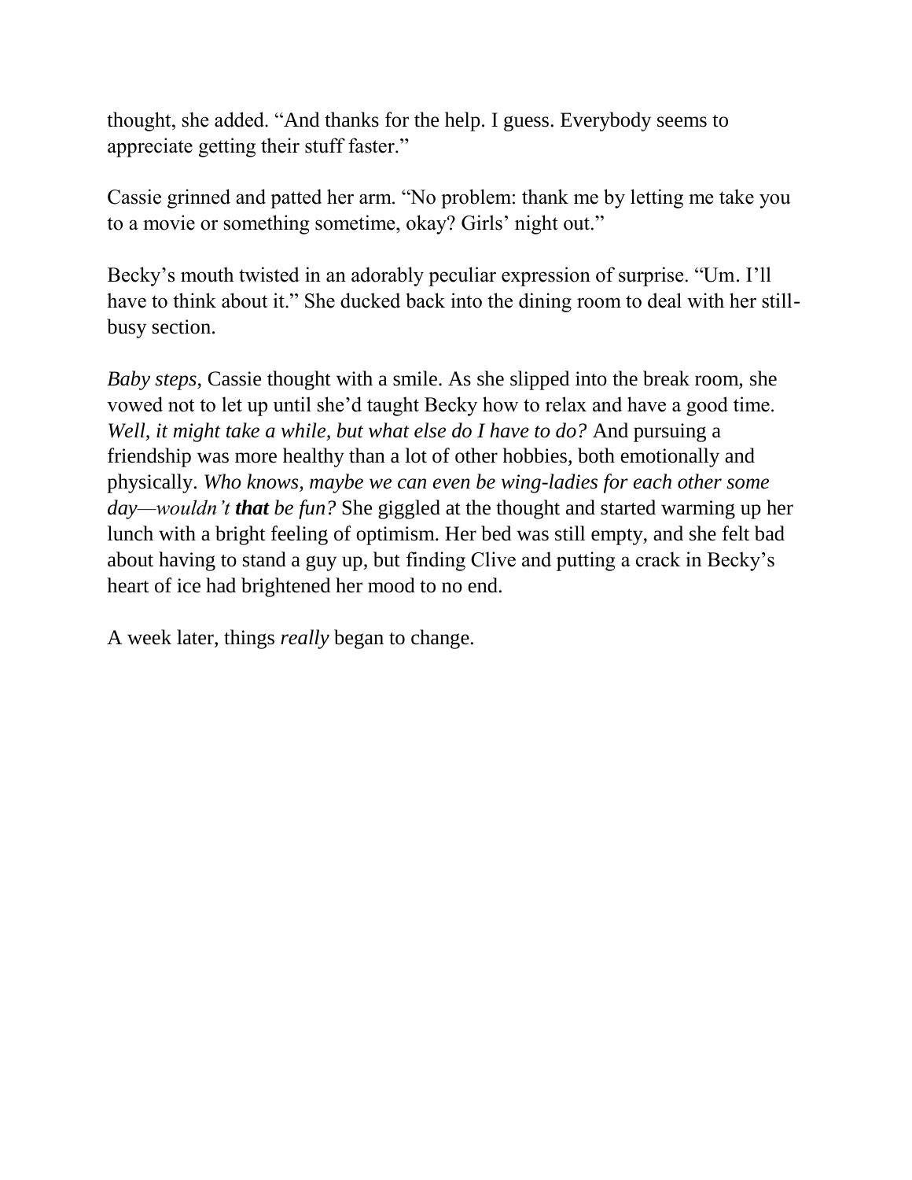thought, she added. "And thanks for the help. I guess. Everybody seems to appreciate getting their stuff faster."

Cassie grinned and patted her arm. "No problem: thank me by letting me take you to a movie or something sometime, okay? Girls' night out."

Becky's mouth twisted in an adorably peculiar expression of surprise. "Um. I'll have to think about it." She ducked back into the dining room to deal with her still-busy section.

*Baby steps*, Cassie thought with a smile. As she slipped into the break room, she vowed not to let up until she'd taught Becky how to relax and have a good time. *Well, it might take a while, but what else do I have to do?* And pursuing a friendship was more healthy than a lot of other hobbies, both emotionally and physically. *Who knows, maybe we can even be wing-ladies for each other some day—wouldn't* ***that*** *be fun?* She giggled at the thought and started warming up her lunch with a bright feeling of optimism. Her bed was still empty, and she felt bad about having to stand a guy up, but finding Clive and putting a crack in Becky's heart of ice had brightened her mood to no end.

A week later, things *really* began to change.